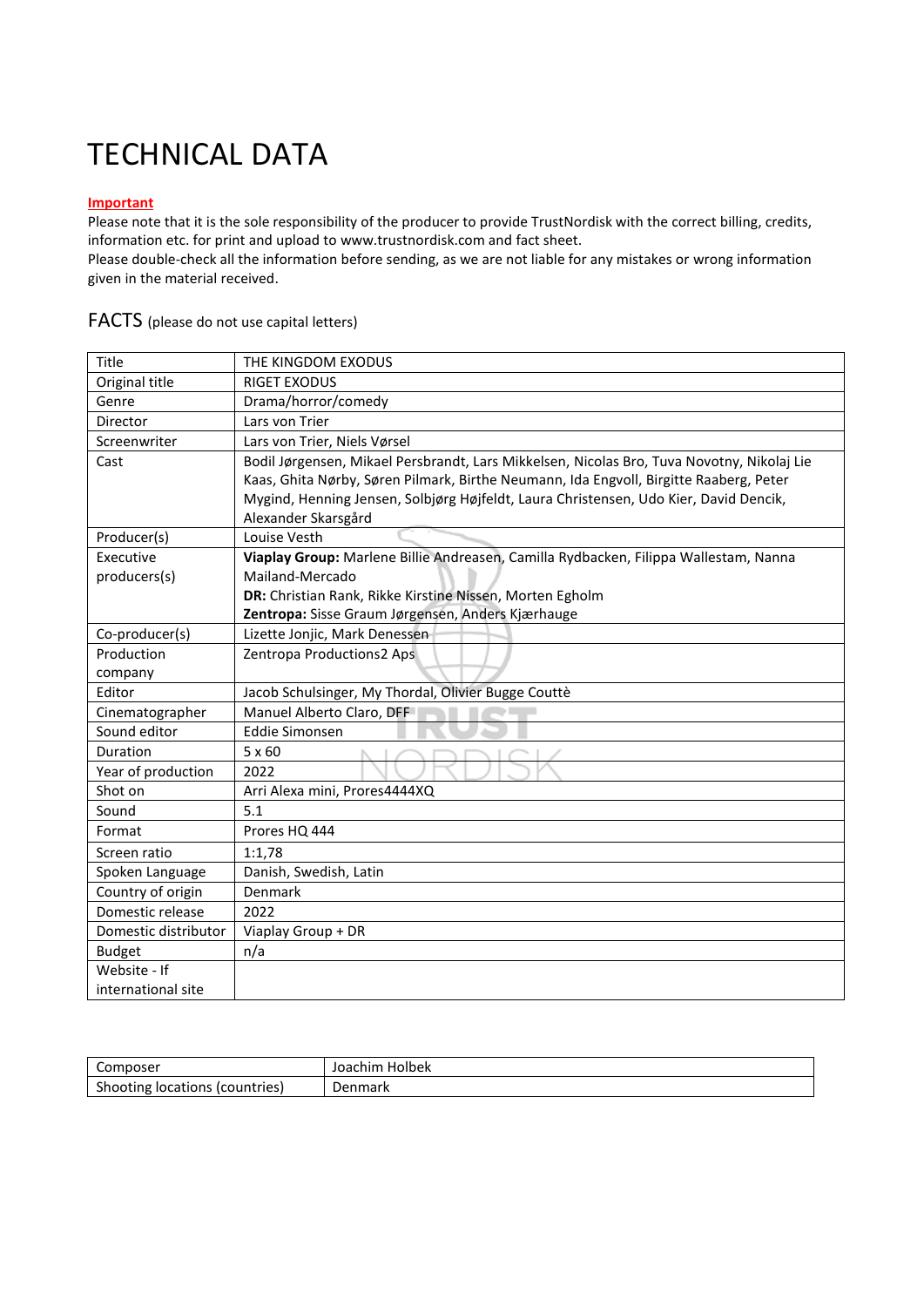# TECHNICAL DATA

**Important**

Please note that it is the sole responsibility of the producer to provide TrustNordisk with the correct billing, credits, information etc. for print and upload to www.trustnordisk.com and fact sheet.
Please double-check all the information before sending, as we are not liable for any mistakes or wrong information given in the material received.

## FACTS (please do not use capital letters)

| | |
|---|---|
| Title | THE KINGDOM EXODUS |
| Original title | RIGET EXODUS |
| Genre | Drama/horror/comedy |
| Director | Lars von Trier |
| Screenwriter | Lars von Trier, Niels Vørsel |
| Cast | Bodil Jørgensen, Mikael Persbrandt, Lars Mikkelsen, Nicolas Bro, Tuva Novotny, Nikolaj Lie Kaas, Ghita Nørby, Søren Pilmark, Birthe Neumann, Ida Engvoll, Birgitte Raaberg, Peter Mygind, Henning Jensen, Solbjørg Højfeldt, Laura Christensen, Udo Kier, David Dencik, Alexander Skarsgård |
| Producer(s) | Louise Vesth |
| Executive producers(s) | **Viaplay Group:** Marlene Billie Andreasen, Camilla Rydbacken, Filippa Wallestam, Nanna Mailand-Mercado<br>**DR:** Christian Rank, Rikke Kirstine Nissen, Morten Egholm<br>**Zentropa:** Sisse Graum Jørgensen, Anders Kjærhauge |
| Co-producer(s) | Lizette Jonjic, Mark Denessen |
| Production company | Zentropa Productions2 Aps |
| Editor | Jacob Schulsinger, My Thordal, Olivier Bugge Couttè |
| Cinematographer | Manuel Alberto Claro, DFF |
| Sound editor | Eddie Simonsen |
| Duration | 5 x 60 |
| Year of production | 2022 |
| Shot on | Arri Alexa mini, Prores4444XQ |
| Sound | 5.1 |
| Format | Prores HQ 444 |
| Screen ratio | 1:1,78 |
| Spoken Language | Danish, Swedish, Latin |
| Country of origin | Denmark |
| Domestic release | 2022 |
| Domestic distributor | Viaplay Group + DR |
| Budget | n/a |
| Website - If international site | |

| | |
|---|---|
| Composer | Joachim Holbek |
| Shooting locations (countries) | Denmark |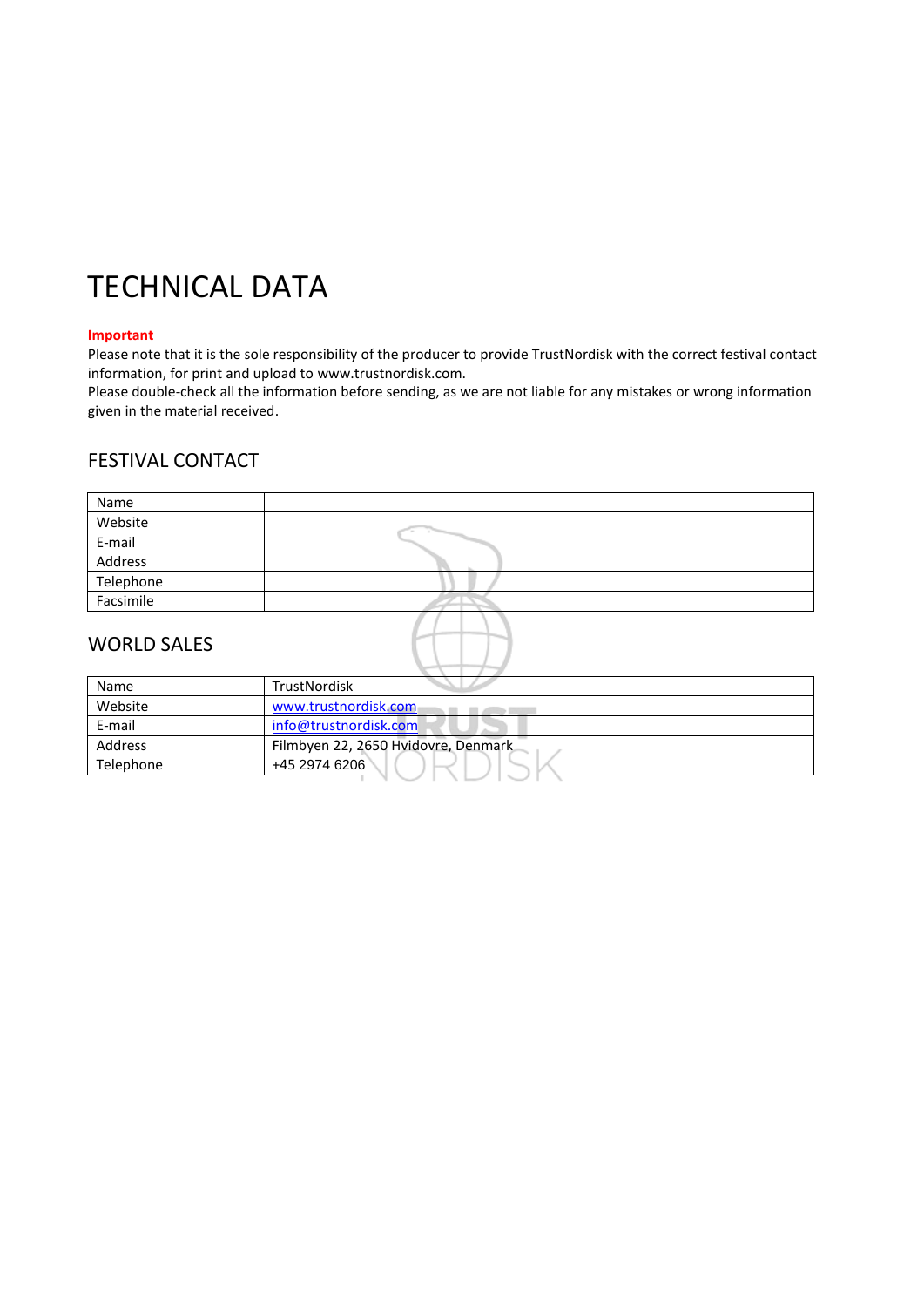# TECHNICAL DATA

**Important**

Please note that it is the sole responsibility of the producer to provide TrustNordisk with the correct festival contact information, for print and upload to www.trustnordisk.com.

Please double-check all the information before sending, as we are not liable for any mistakes or wrong information given in the material received.

## FESTIVAL CONTACT

| Name | |
|---|---|
| Website | |
| E-mail | |
| Address | |
| Telephone | |
| Facsimile | |

## WORLD SALES

| Name | TrustNordisk |
|---|---|
| Website | www.trustnordisk.com |
| E-mail | info@trustnordisk.com |
| Address | Filmbyen 22, 2650 Hvidovre, Denmark |
| Telephone | +45 2974 6206 |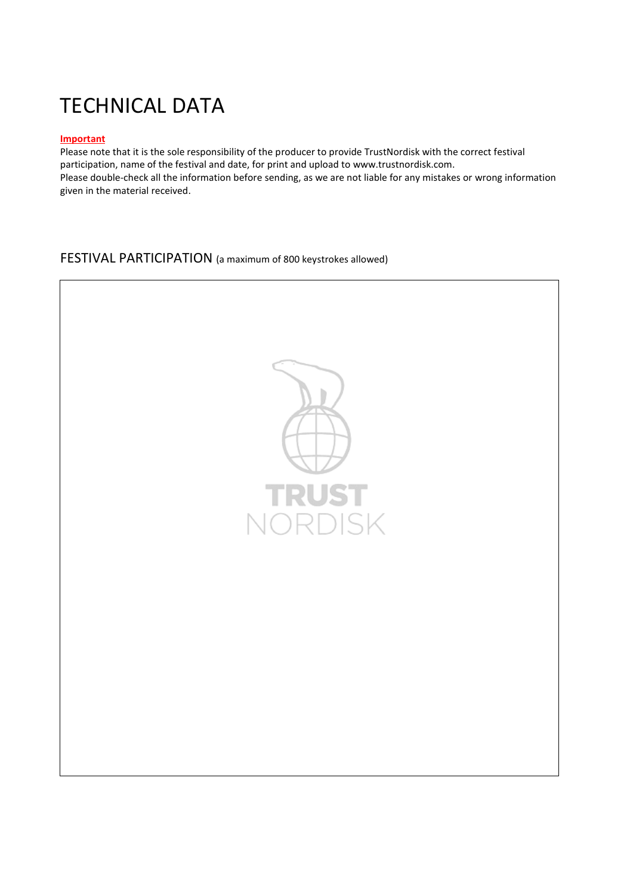# TECHNICAL DATA

**Important**

Please note that it is the sole responsibility of the producer to provide TrustNordisk with the correct festival participation, name of the festival and date, for print and upload to www.trustnordisk.com.
Please double-check all the information before sending, as we are not liable for any mistakes or wrong information given in the material received.

## FESTIVAL PARTICIPATION (a maximum of 800 keystrokes allowed)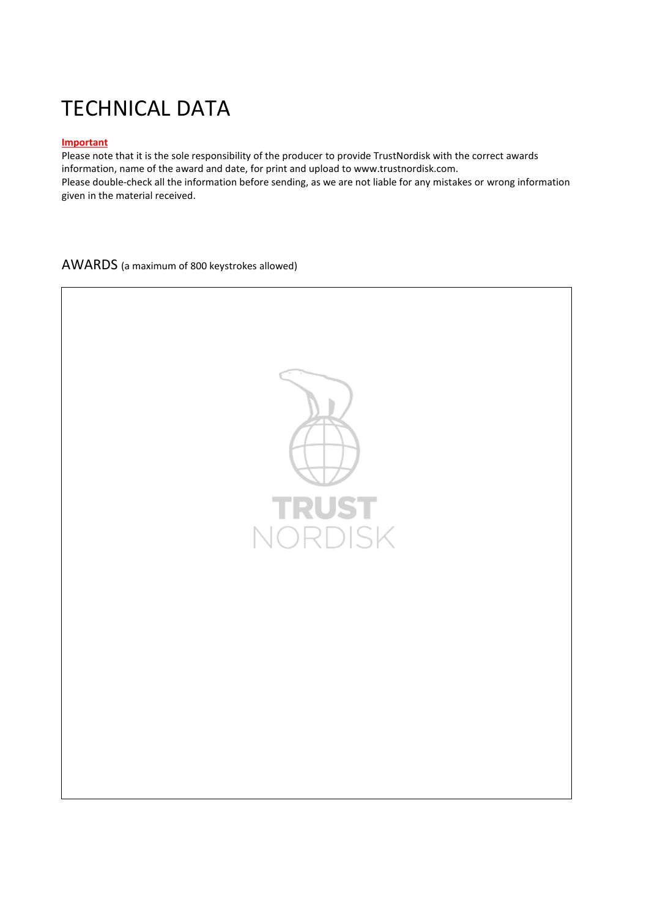# TECHNICAL DATA

**Important**

Please note that it is the sole responsibility of the producer to provide TrustNordisk with the correct awards information, name of the award and date, for print and upload to www.trustnordisk.com.

Please double-check all the information before sending, as we are not liable for any mistakes or wrong information given in the material received.

## AWARDS (a maximum of 800 keystrokes allowed)